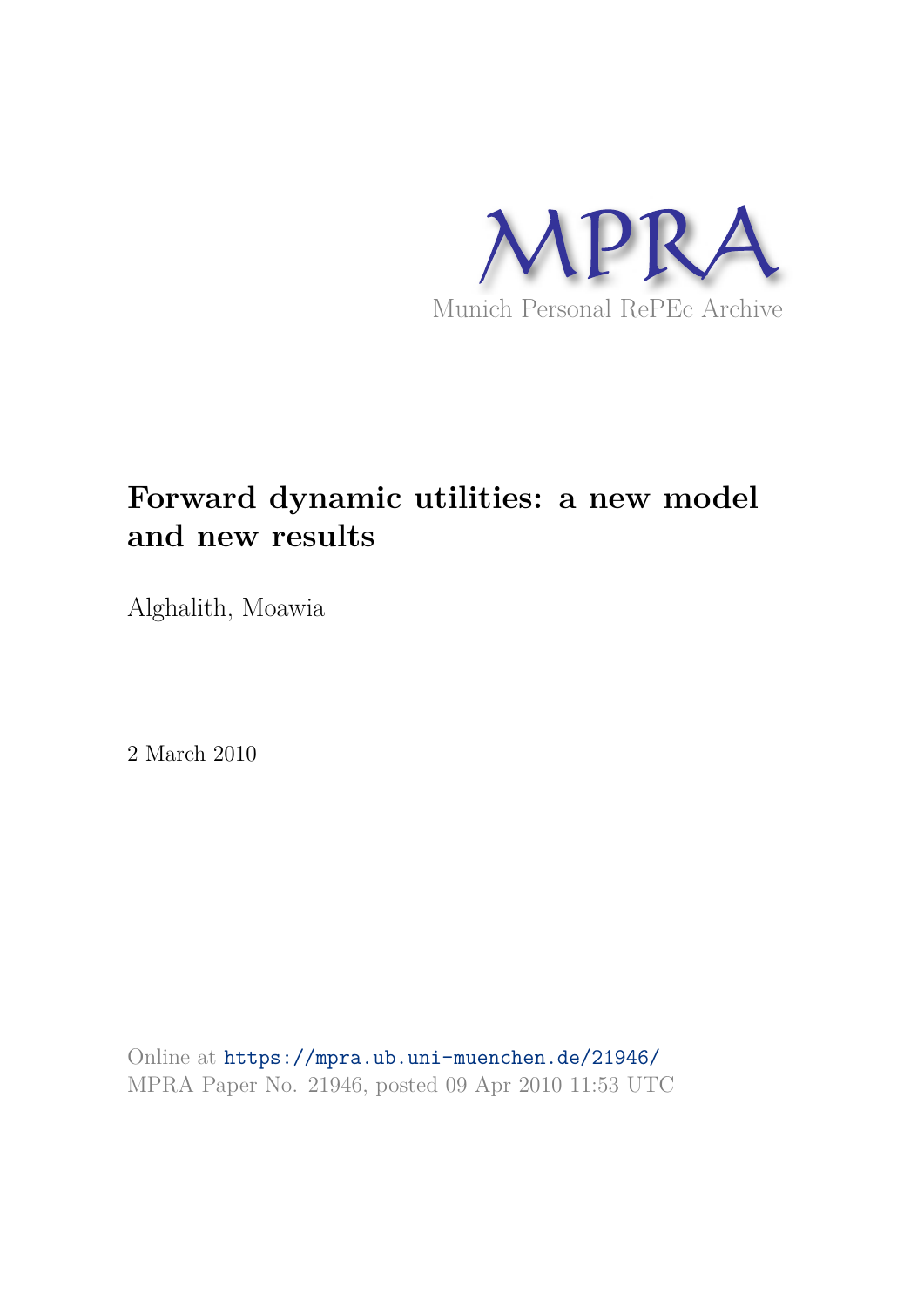MPRA

Munich Personal RePEc Archive

# Forward dynamic utilities: a new model and new results

Alghalith, Moawia

2 March 2010

Online at https://mpra.ub.uni-muenchen.de/21946/
MPRA Paper No. 21946, posted 09 Apr 2010 11:53 UTC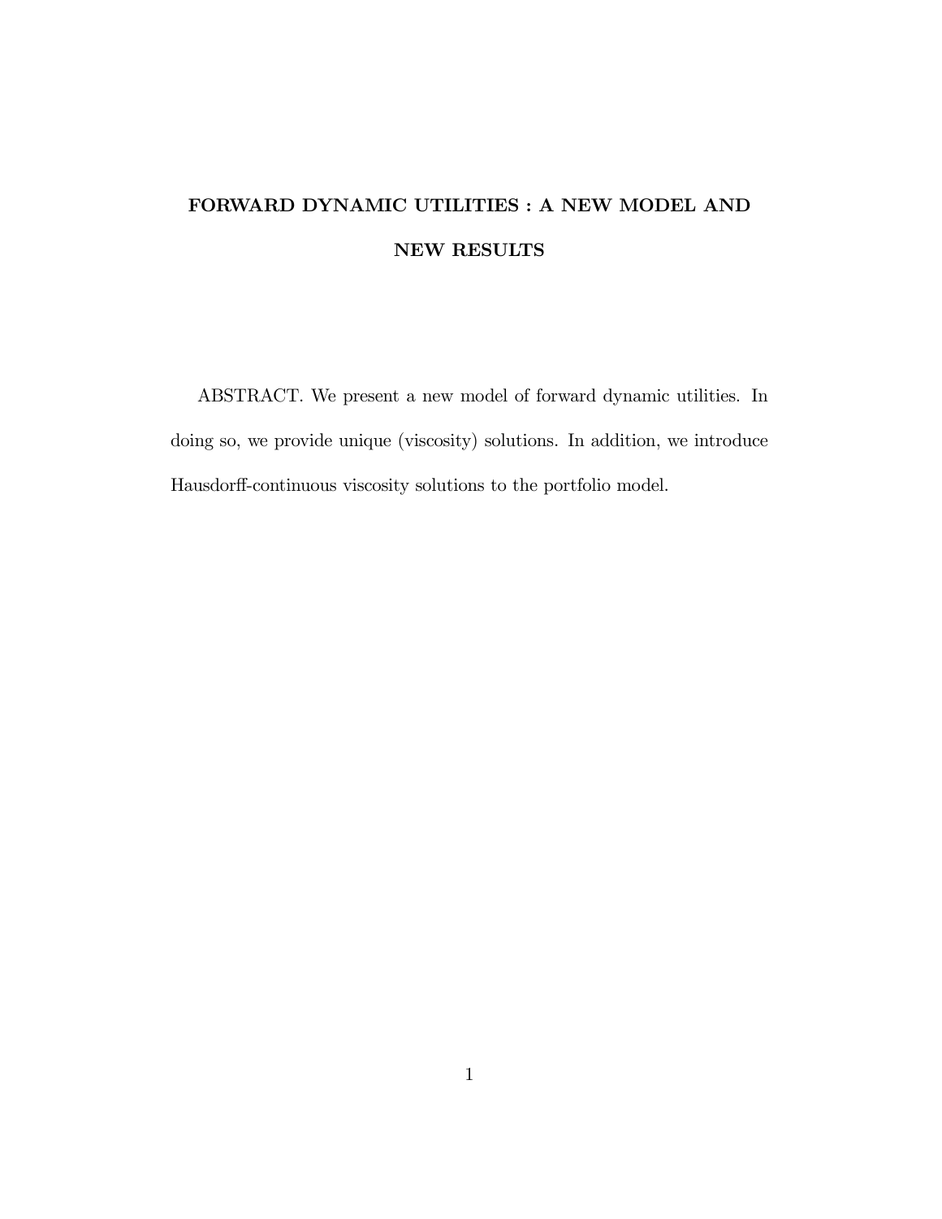# FORWARD DYNAMIC UTILITIES : A NEW MODEL AND NEW RESULTS

ABSTRACT. We present a new model of forward dynamic utilities. In doing so, we provide unique (viscosity) solutions. In addition, we introduce Hausdorff-continuous viscosity solutions to the portfolio model.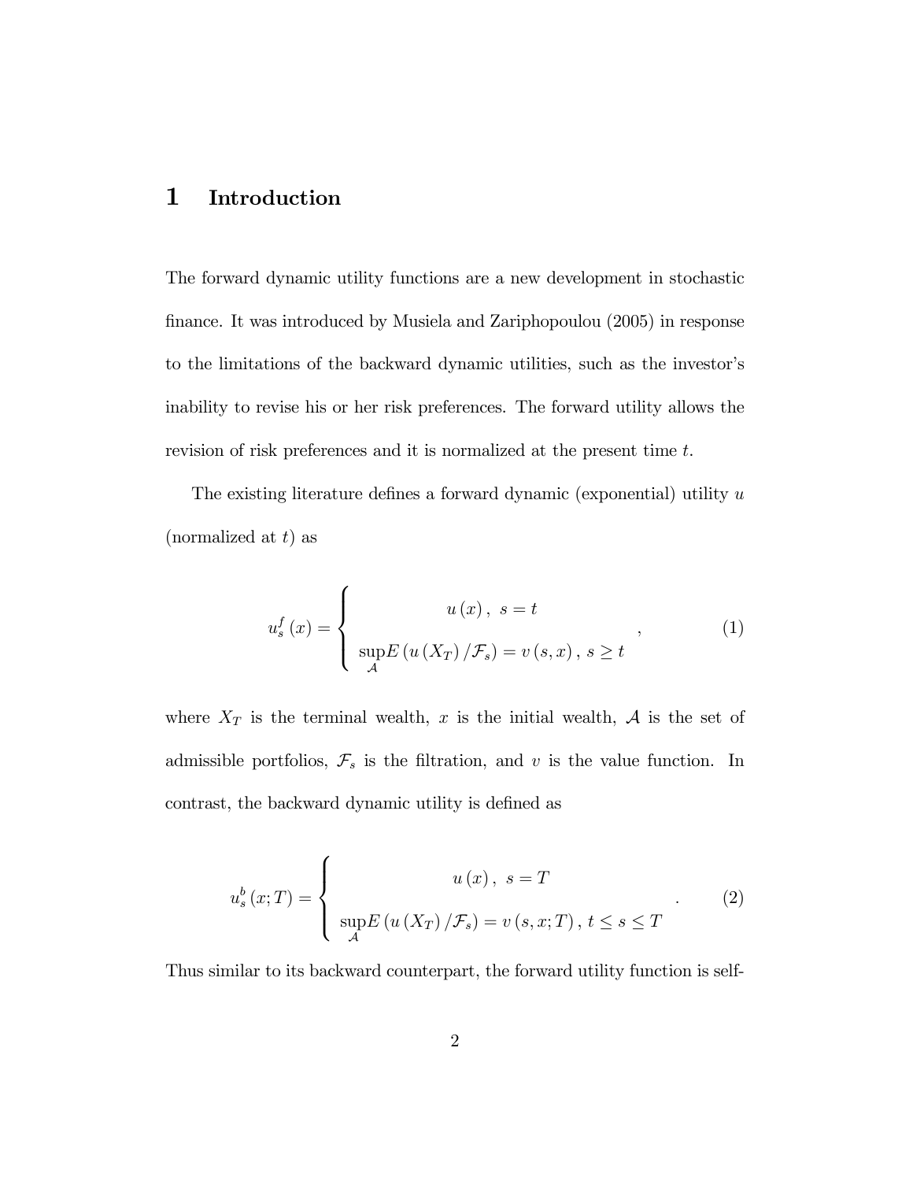# 1 Introduction

The forward dynamic utility functions are a new development in stochastic finance. It was introduced by Musiela and Zariphopoulou (2005) in response to the limitations of the backward dynamic utilities, such as the investor's inability to revise his or her risk preferences. The forward utility allows the revision of risk preferences and it is normalized at the present time $t$.

The existing literature defines a forward dynamic (exponential) utility $u$ (normalized at $t$) as

$$u_s^f(x) = \begin{cases} u(x), \ s = t \\ \sup_{\mathcal{A}} E\left(u(X_T)/\mathcal{F}_s\right) = v(s,x), \ s \geq t \end{cases}, \tag{1}$$

where $X_T$ is the terminal wealth, $x$ is the initial wealth, $\mathcal{A}$ is the set of admissible portfolios, $\mathcal{F}_s$ is the filtration, and $v$ is the value function. In contrast, the backward dynamic utility is defined as

$$u_s^b(x;T) = \begin{cases} u(x), \ s = T \\ \sup_{\mathcal{A}} E\left(u(X_T)/\mathcal{F}_s\right) = v(s,x;T), \ t \leq s \leq T \end{cases}. \tag{2}$$

Thus similar to its backward counterpart, the forward utility function is self-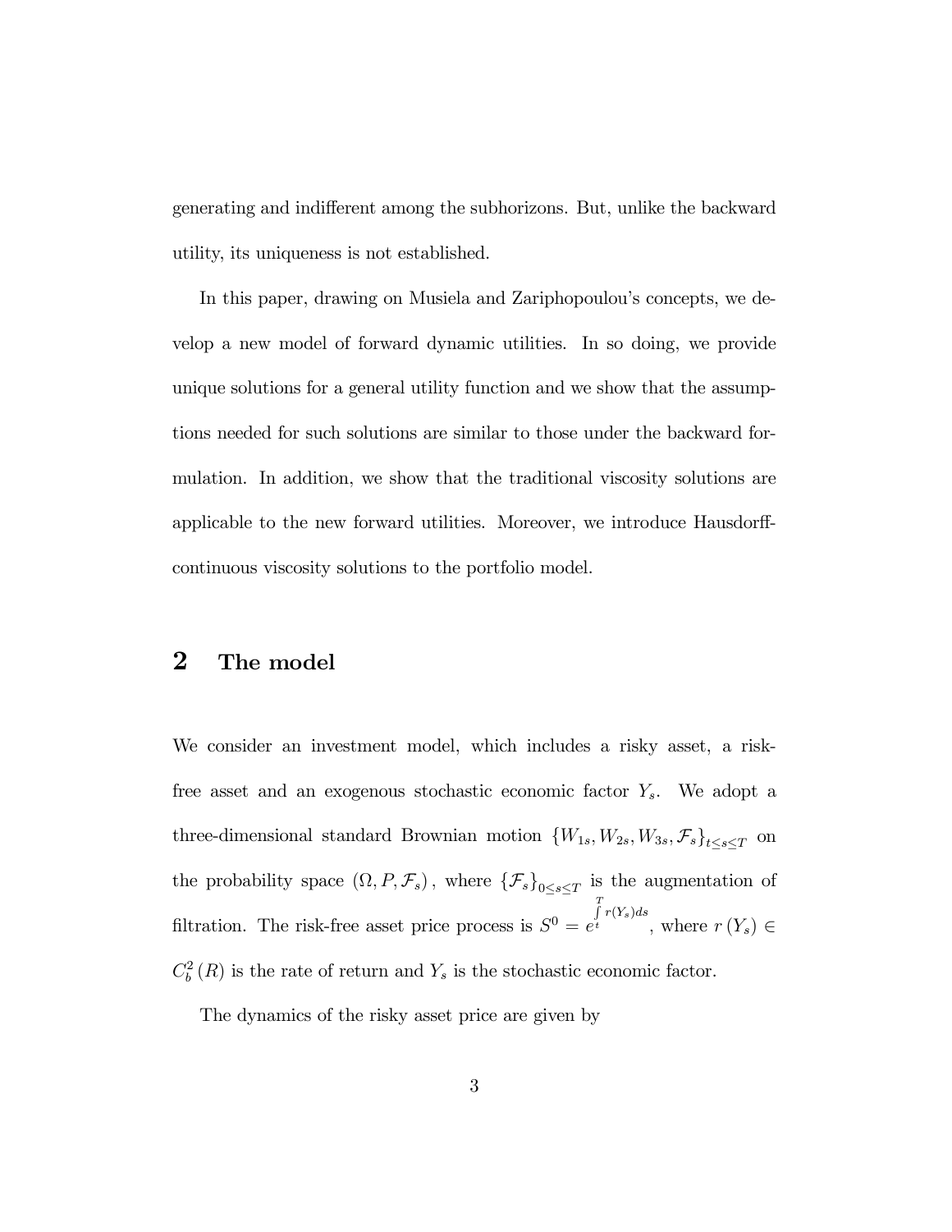generating and indifferent among the subhorizons. But, unlike the backward utility, its uniqueness is not established.

In this paper, drawing on Musiela and Zariphopoulou's concepts, we develop a new model of forward dynamic utilities. In so doing, we provide unique solutions for a general utility function and we show that the assumptions needed for such solutions are similar to those under the backward formulation. In addition, we show that the traditional viscosity solutions are applicable to the new forward utilities. Moreover, we introduce Hausdorff-continuous viscosity solutions to the portfolio model.

## 2 The model

We consider an investment model, which includes a risky asset, a risk-free asset and an exogenous stochastic economic factor $Y_s$. We adopt a three-dimensional standard Brownian motion $\{W_{1s}, W_{2s}, W_{3s}, \mathcal{F}_s\}_{t \leq s \leq T}$ on the probability space $(\Omega, P, \mathcal{F}_s)$, where $\{\mathcal{F}_s\}_{0 \leq s \leq T}$ is the augmentation of filtration. The risk-free asset price process is $S^0 = e^{\int_t^T r(Y_s)ds}$, where $r(Y_s) \in C_b^2(R)$ is the rate of return and $Y_s$ is the stochastic economic factor.

The dynamics of the risky asset price are given by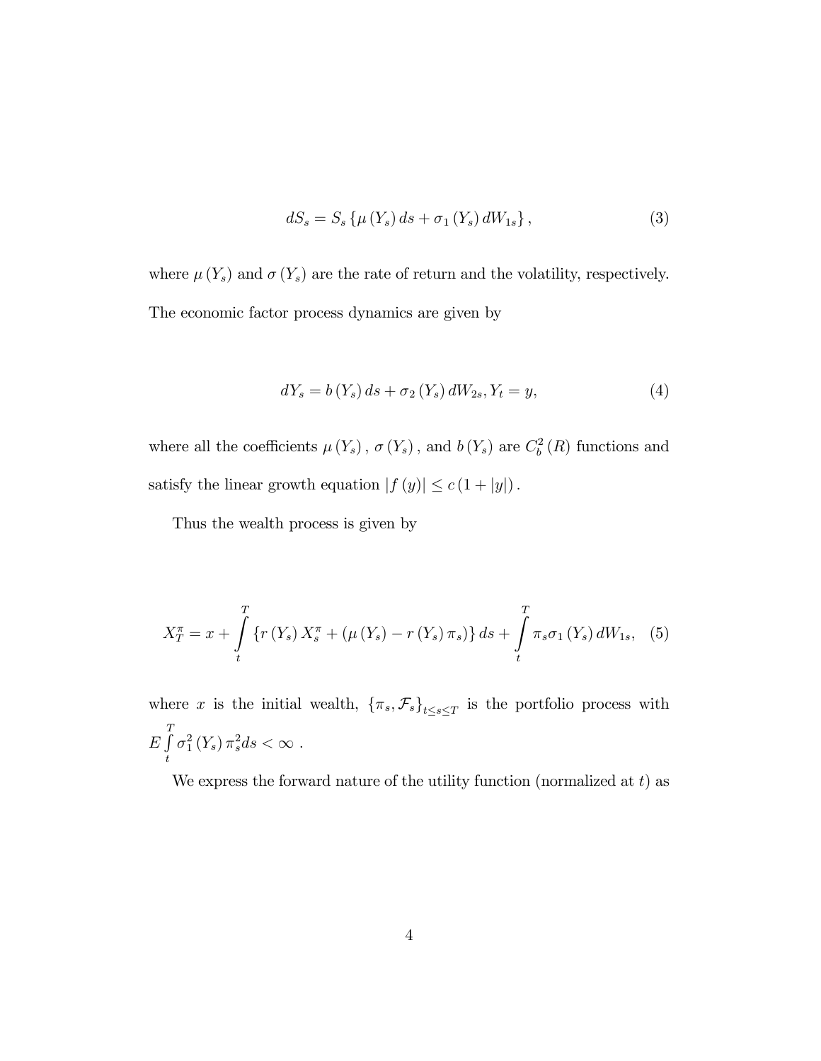$$dS_s = S_s \left\{ \mu\left(Y_s\right) ds + \sigma_1\left(Y_s\right) dW_{1s} \right\}, \tag{3}$$

where $\mu\left(Y_s\right)$ and $\sigma\left(Y_s\right)$ are the rate of return and the volatility, respectively. The economic factor process dynamics are given by

$$dY_s = b\left(Y_s\right) ds + \sigma_2\left(Y_s\right) dW_{2s}, Y_t = y, \tag{4}$$

where all the coefficients $\mu\left(Y_s\right)$, $\sigma\left(Y_s\right)$, and $b\left(Y_s\right)$ are $C_b^2\left(R\right)$ functions and satisfy the linear growth equation $\left|f\left(y\right)\right| \leq c\left(1+\left|y\right|\right)$.

Thus the wealth process is given by

$$X_T^{\pi} = x + \int_t^T \left\{ r\left(Y_s\right) X_s^{\pi} + \left(\mu\left(Y_s\right) - r\left(Y_s\right) \pi_s\right) \right\} ds + \int_t^T \pi_s \sigma_1\left(Y_s\right) dW_{1s}, \tag{5}$$

where $x$ is the initial wealth, $\left\{\pi_s, \mathcal{F}_s\right\}_{t \leq s \leq T}$ is the portfolio process with $E \int_t^T \sigma_1^2\left(Y_s\right) \pi_s^2 ds < \infty$ .

We express the forward nature of the utility function (normalized at $t$) as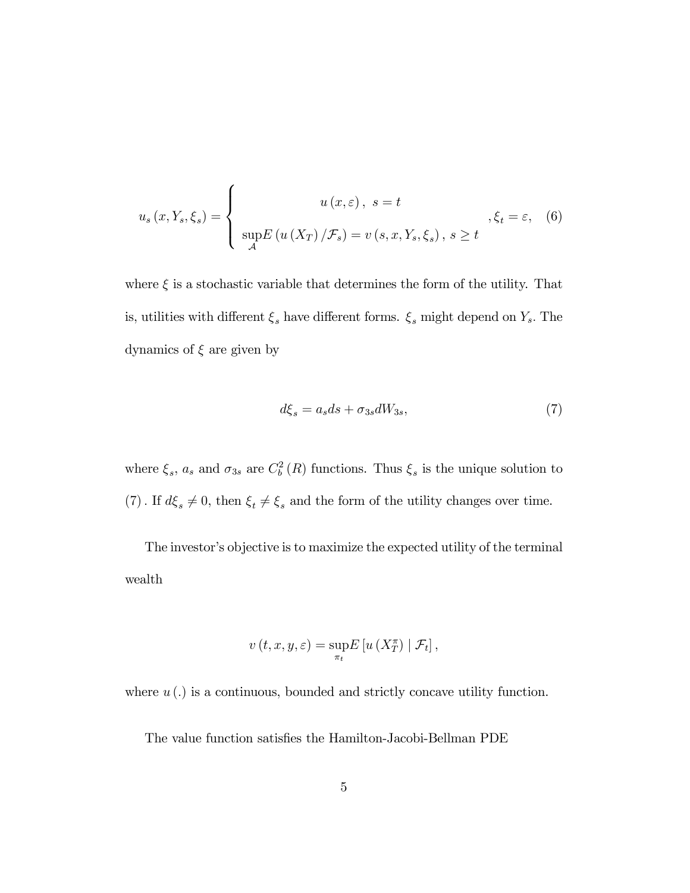$$u_s\left(x, Y_s, \xi_s\right)=\left\{\begin{array}{c} u\left(x,\varepsilon\right),\ s=t \\ \\ \underset{\mathcal{A}}{\sup} E\left(u\left(X_T\right)/\mathcal{F}_s\right)=v\left(s,x,Y_s,\xi_s\right),\ s\geq t \end{array}\right. ,\xi_t=\varepsilon, \quad (6)$$

where $\xi$ is a stochastic variable that determines the form of the utility. That is, utilities with different $\xi_s$ have different forms. $\xi_s$ might depend on $Y_s$. The dynamics of $\xi$ are given by

$$d\xi_s = a_s ds + \sigma_{3s} dW_{3s}, \tag{7}$$

where $\xi_s$, $a_s$ and $\sigma_{3s}$ are $C_b^2\left(R\right)$ functions. Thus $\xi_s$ is the unique solution to $(7)$. If $d\xi_s \neq 0$, then $\xi_t \neq \xi_s$ and the form of the utility changes over time.

The investor's objective is to maximize the expected utility of the terminal wealth

$$v\left(t,x,y,\varepsilon\right)=\underset{\pi_t}{\sup} E\left[u\left(X_T^{\pi}\right) \mid \mathcal{F}_t\right],$$

where $u\left(.\right)$ is a continuous, bounded and strictly concave utility function.

The value function satisfies the Hamilton-Jacobi-Bellman PDE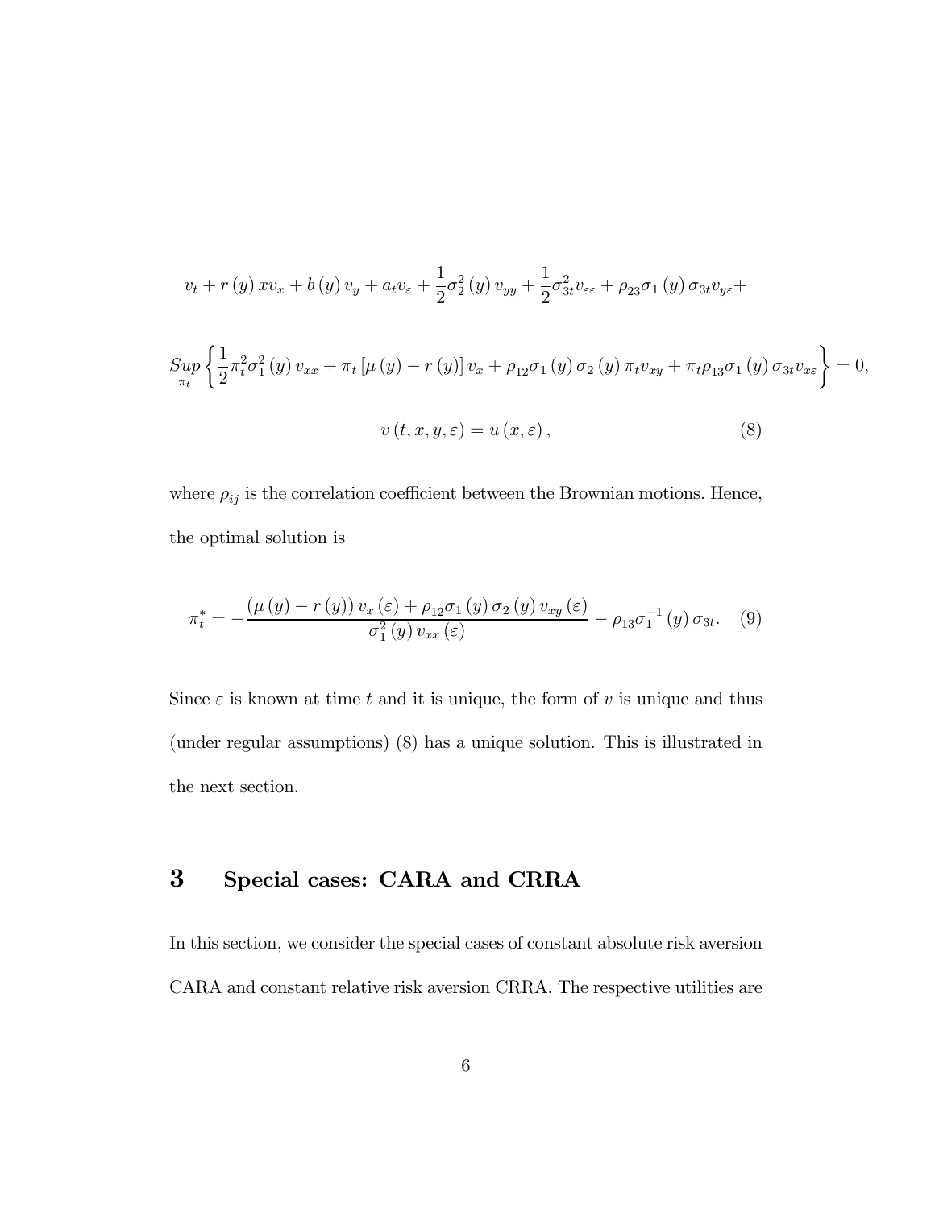$$v_t + r(y) x v_x + b(y) v_y + a_t v_\varepsilon + \frac{1}{2}\sigma_2^2(y) v_{yy} + \frac{1}{2}\sigma_{3t}^2 v_{\varepsilon\varepsilon} + \rho_{23}\sigma_1(y)\sigma_{3t} v_{y\varepsilon} +$$

$$\underset{\pi_t}{Sup}\left\{\frac{1}{2}\pi_t^2\sigma_1^2(y) v_{xx} + \pi_t[\mu(y) - r(y)] v_x + \rho_{12}\sigma_1(y)\sigma_2(y)\pi_t v_{xy} + \pi_t\rho_{13}\sigma_1(y)\sigma_{3t} v_{x\varepsilon}\right\} = 0,$$

$$v(t, x, y, \varepsilon) = u(x, \varepsilon), \tag{8}$$

where $\rho_{ij}$ is the correlation coefficient between the Brownian motions. Hence, the optimal solution is

$$\pi_t^* = -\frac{(\mu(y) - r(y)) v_x(\varepsilon) + \rho_{12}\sigma_1(y)\sigma_2(y) v_{xy}(\varepsilon)}{\sigma_1^2(y) v_{xx}(\varepsilon)} - \rho_{13}\sigma_1^{-1}(y)\sigma_{3t}. \tag{9}$$

Since $\varepsilon$ is known at time $t$ and it is unique, the form of $v$ is unique and thus (under regular assumptions) (8) has a unique solution. This is illustrated in the next section.

# 3 Special cases: CARA and CRRA

In this section, we consider the special cases of constant absolute risk aversion CARA and constant relative risk aversion CRRA. The respective utilities are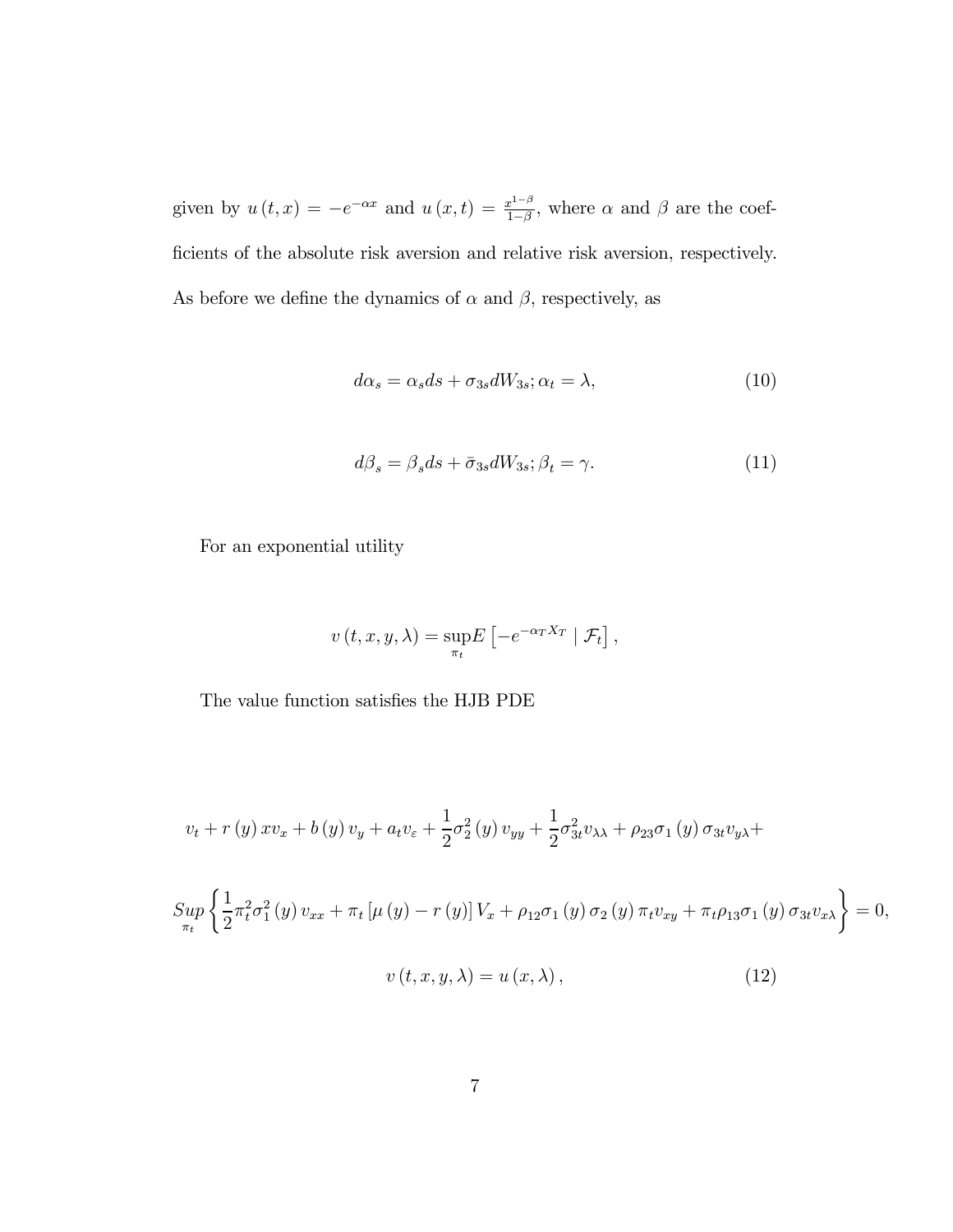given by $u(t,x) = -e^{-\alpha x}$ and $u(x,t) = \frac{x^{1-\beta}}{1-\beta}$, where $\alpha$ and $\beta$ are the coefficients of the absolute risk aversion and relative risk aversion, respectively. As before we define the dynamics of $\alpha$ and $\beta$, respectively, as

$$d\alpha_s = \alpha_s ds + \sigma_{3s} dW_{3s}; \alpha_t = \lambda, \tag{10}$$

$$d\beta_s = \beta_s ds + \bar{\sigma}_{3s} dW_{3s}; \beta_t = \gamma. \tag{11}$$

For an exponential utility

$$v(t,x,y,\lambda) = \sup_{\pi_t} E\left[-e^{-\alpha_T X_T} \mid \mathcal{F}_t\right],$$

The value function satisfies the HJB PDE

$$v_t + r(y)xv_x + b(y)v_y + a_t v_\varepsilon + \frac{1}{2}\sigma_2^2(y)v_{yy} + \frac{1}{2}\sigma_{3t}^2 v_{\lambda\lambda} + \rho_{23}\sigma_1(y)\sigma_{3t}v_{y\lambda} +$$

$$\underset{\pi_t}{Sup}\left\{\frac{1}{2}\pi_t^2\sigma_1^2(y)v_{xx} + \pi_t[\mu(y) - r(y)]V_x + \rho_{12}\sigma_1(y)\sigma_2(y)\pi_t v_{xy} + \pi_t\rho_{13}\sigma_1(y)\sigma_{3t}v_{x\lambda}\right\} = 0,$$

$$v(t,x,y,\lambda) = u(x,\lambda), \tag{12}$$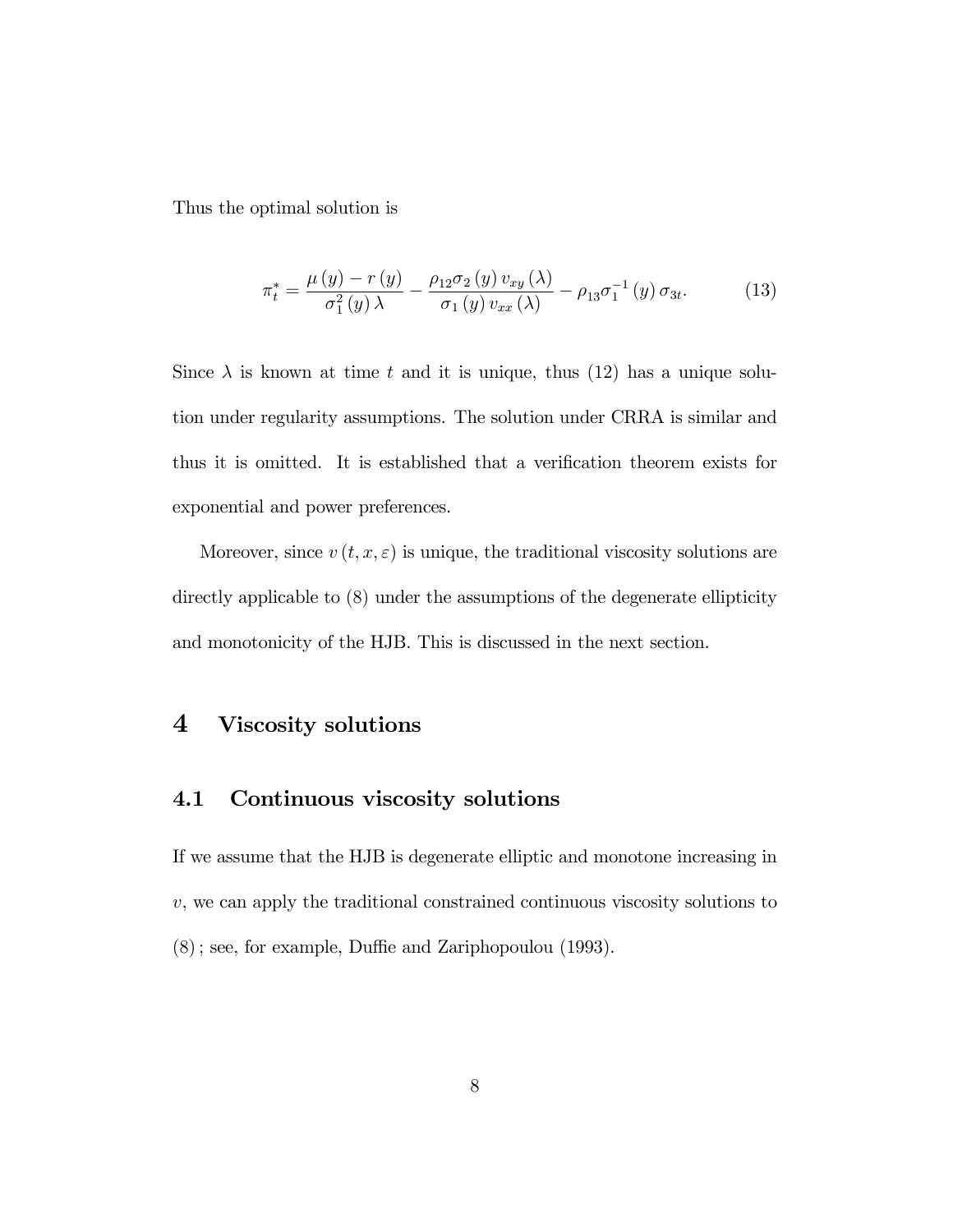Thus the optimal solution is

$$\pi_t^* = \frac{\mu(y) - r(y)}{\sigma_1^2(y)\lambda} - \frac{\rho_{12}\sigma_2(y)v_{xy}(\lambda)}{\sigma_1(y)v_{xx}(\lambda)} - \rho_{13}\sigma_1^{-1}(y)\sigma_{3t}. \tag{13}$$

Since $\lambda$ is known at time $t$ and it is unique, thus (12) has a unique solution under regularity assumptions. The solution under CRRA is similar and thus it is omitted. It is established that a verification theorem exists for exponential and power preferences.

Moreover, since $v(t, x, \varepsilon)$ is unique, the traditional viscosity solutions are directly applicable to (8) under the assumptions of the degenerate ellipticity and monotonicity of the HJB. This is discussed in the next section.

# 4 Viscosity solutions

## 4.1 Continuous viscosity solutions

If we assume that the HJB is degenerate elliptic and monotone increasing in $v$, we can apply the traditional constrained continuous viscosity solutions to (8); see, for example, Duffie and Zariphopoulou (1993).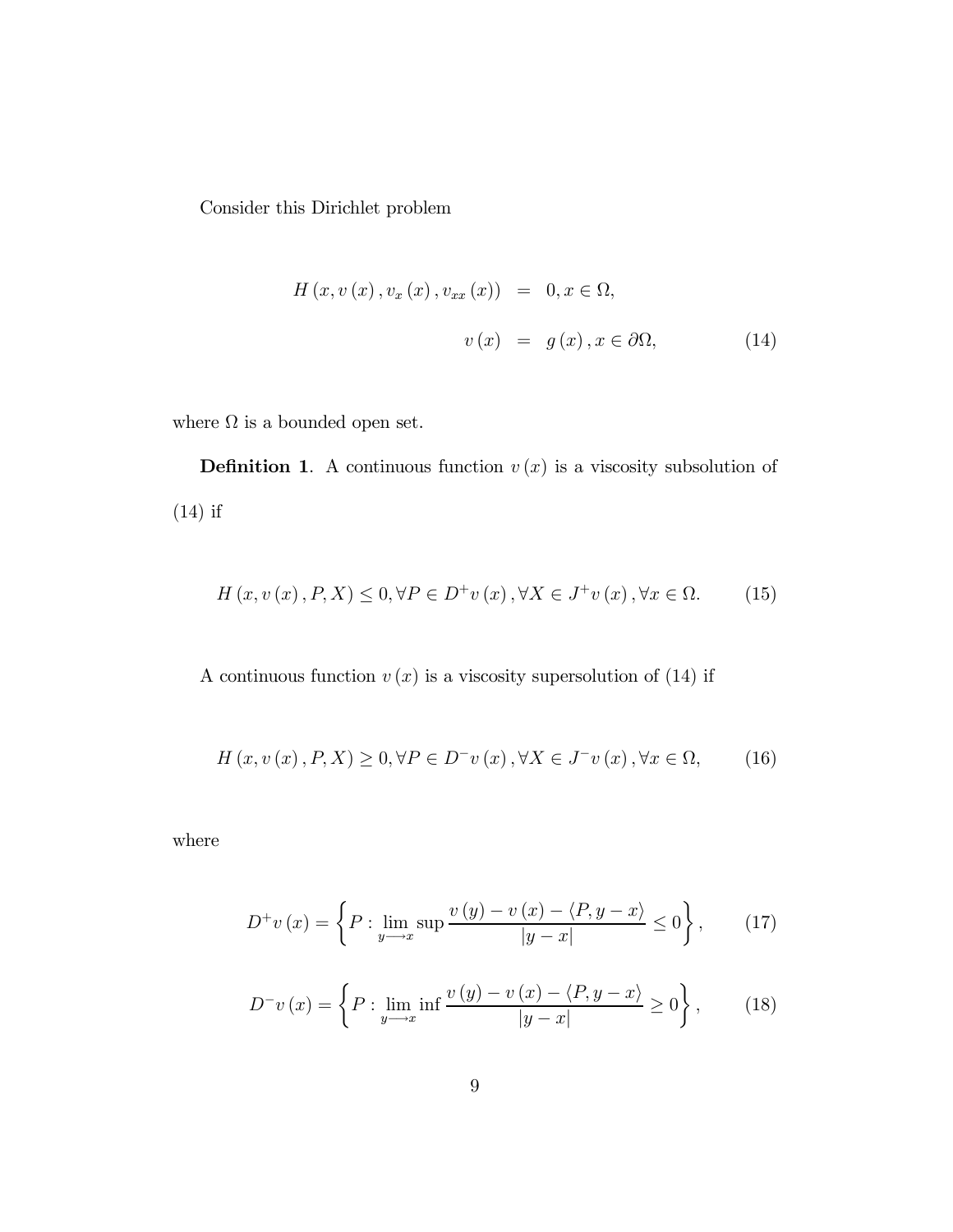Consider this Dirichlet problem

$$
\begin{aligned}
H\left(x, v\left(x\right), v_{x}\left(x\right), v_{xx}\left(x\right)\right) &= 0, x \in \Omega, \\
v\left(x\right) &= g\left(x\right), x \in \partial\Omega, \qquad (14)
\end{aligned}
$$

where $\Omega$ is a bounded open set.

**Definition 1**. A continuous function $v\left(x\right)$ is a viscosity subsolution of (14) if

$$
H\left(x, v\left(x\right), P, X\right) \leq 0, \forall P \in D^{+}v\left(x\right), \forall X \in J^{+}v\left(x\right), \forall x \in \Omega. \qquad (15)
$$

A continuous function $v\left(x\right)$ is a viscosity supersolution of (14) if

$$
H\left(x, v\left(x\right), P, X\right) \geq 0, \forall P \in D^{-}v\left(x\right), \forall X \in J^{-}v\left(x\right), \forall x \in \Omega, \qquad (16)
$$

where

$$
D^{+}v\left(x\right) = \left\{P : \lim_{y \longrightarrow x} \sup \frac{v\left(y\right) - v\left(x\right) - \langle P, y - x\rangle}{|y - x|} \leq 0\right\}, \qquad (17)
$$

$$
D^{-}v\left(x\right) = \left\{P : \lim_{y \longrightarrow x} \inf \frac{v\left(y\right) - v\left(x\right) - \langle P, y - x\rangle}{|y - x|} \geq 0\right\}, \qquad (18)
$$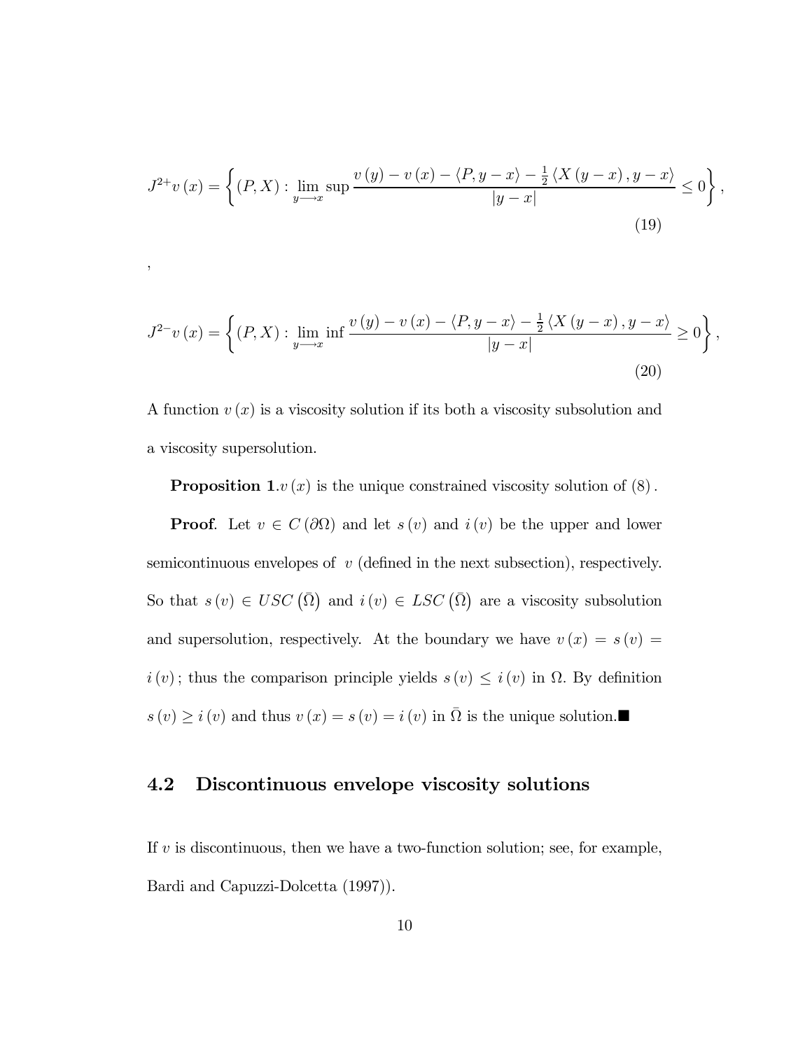$$J^{2+}v\left(x\right)=\left\{\left(P,X\right):\lim_{y\longrightarrow x}\sup\frac{v\left(y\right)-v\left(x\right)-\left\langle P,y-x\right\rangle -\frac{1}{2}\left\langle X\left(y-x\right),y-x\right\rangle }{\left|y-x\right|}\leq 0\right\}, \tag{19}$$

,

$$J^{2-}v\left(x\right)=\left\{\left(P,X\right):\lim_{y\longrightarrow x}\inf\frac{v\left(y\right)-v\left(x\right)-\left\langle P,y-x\right\rangle -\frac{1}{2}\left\langle X\left(y-x\right),y-x\right\rangle }{\left|y-x\right|}\geq 0\right\}, \tag{20}$$

A function $v\left(x\right)$ is a viscosity solution if its both a viscosity subsolution and a viscosity supersolution.

**Proposition 1**.$v\left(x\right)$ is the unique constrained viscosity solution of $\left(8\right)$.

**Proof**. Let $v\in C\left(\partial\Omega\right)$ and let $s\left(v\right)$ and $i\left(v\right)$ be the upper and lower semicontinuous envelopes of $v$ (defined in the next subsection), respectively. So that $s\left(v\right)\in USC\left(\bar{\Omega}\right)$ and $i\left(v\right)\in LSC\left(\bar{\Omega}\right)$ are a viscosity subsolution and supersolution, respectively. At the boundary we have $v\left(x\right)=s\left(v\right)=i\left(v\right)$; thus the comparison principle yields $s\left(v\right)\leq i\left(v\right)$ in $\Omega$. By definition $s\left(v\right)\geq i\left(v\right)$ and thus $v\left(x\right)=s\left(v\right)=i\left(v\right)$ in $\bar{\Omega}$ is the unique solution.■

## 4.2 Discontinuous envelope viscosity solutions

If $v$ is discontinuous, then we have a two-function solution; see, for example, Bardi and Capuzzi-Dolcetta (1997)).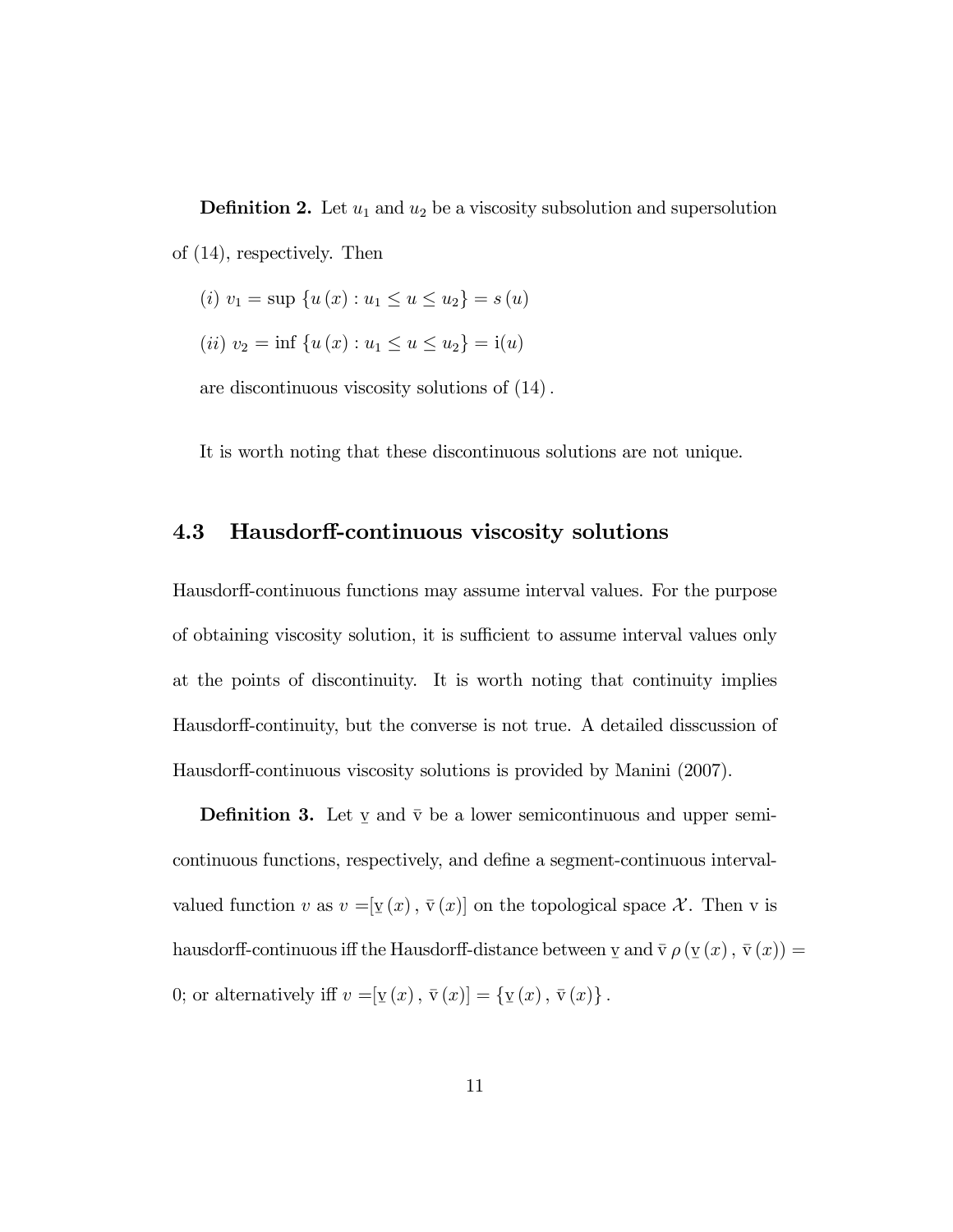**Definition 2.** Let $u_1$ and $u_2$ be a viscosity subsolution and supersolution of (14), respectively. Then

$(i)$ $v_1 = \sup \{u(x) : u_1 \leq u \leq u_2\} = s(u)$

$(ii)$ $v_2 = \inf \{u(x) : u_1 \leq u \leq u_2\} = \mathrm{i}(u)$

are discontinuous viscosity solutions of $(14)$.

It is worth noting that these discontinuous solutions are not unique.

## 4.3 Hausdorff-continuous viscosity solutions

Hausdorff-continuous functions may assume interval values. For the purpose of obtaining viscosity solution, it is sufficient to assume interval values only at the points of discontinuity. It is worth noting that continuity implies Hausdorff-continuity, but the converse is not true. A detailed disscussion of Hausdorff-continuous viscosity solutions is provided by Manini (2007).

**Definition 3.** Let $\underline{\mathrm{v}}$ and $\bar{\mathrm{v}}$ be a lower semicontinuous and upper semicontinuous functions, respectively, and define a segment-continuous interval-valued function $v$ as $v = [\underline{\mathrm{v}}(x), \bar{\mathrm{v}}(x)]$ on the topological space $\mathcal{X}$. Then v is hausdorff-continuous iff the Hausdorff-distance between $\underline{\mathrm{v}}$ and $\bar{\mathrm{v}}$ $\rho(\underline{\mathrm{v}}(x), \bar{\mathrm{v}}(x)) = 0$; or alternatively iff $v = [\underline{\mathrm{v}}(x), \bar{\mathrm{v}}(x)] = \{\underline{\mathrm{v}}(x), \bar{\mathrm{v}}(x)\}$.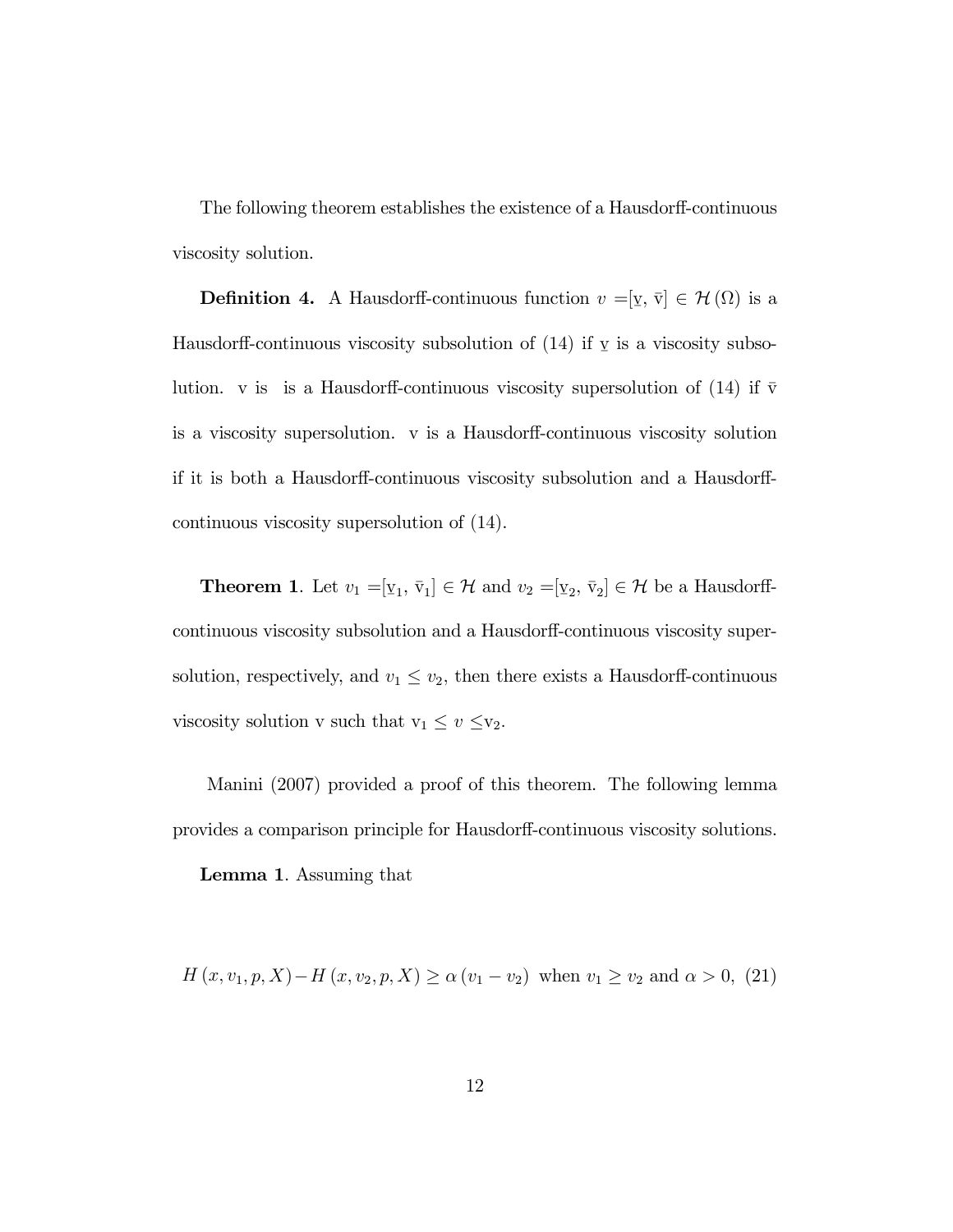The following theorem establishes the existence of a Hausdorff-continuous viscosity solution.

**Definition 4.** A Hausdorff-continuous function $v = [\underline{v}, \bar{v}] \in \mathcal{H}(\Omega)$ is a Hausdorff-continuous viscosity subsolution of (14) if $\underline{v}$ is a viscosity subsolution. v is is a Hausdorff-continuous viscosity supersolution of (14) if $\bar{v}$ is a viscosity supersolution. v is a Hausdorff-continuous viscosity solution if it is both a Hausdorff-continuous viscosity subsolution and a Hausdorff-continuous viscosity supersolution of (14).

**Theorem 1**. Let $v_1 = [\underline{v}_1, \bar{v}_1] \in \mathcal{H}$ and $v_2 = [\underline{v}_2, \bar{v}_2] \in \mathcal{H}$ be a Hausdorff-continuous viscosity subsolution and a Hausdorff-continuous viscosity supersolution, respectively, and $v_1 \leq v_2$, then there exists a Hausdorff-continuous viscosity solution v such that $v_1 \leq v \leq v_2$.

Manini (2007) provided a proof of this theorem. The following lemma provides a comparison principle for Hausdorff-continuous viscosity solutions.

**Lemma 1**. Assuming that

$$H(x, v_1, p, X) - H(x, v_2, p, X) \geq \alpha (v_1 - v_2) \text{ when } v_1 \geq v_2 \text{ and } \alpha > 0, \quad (21)$$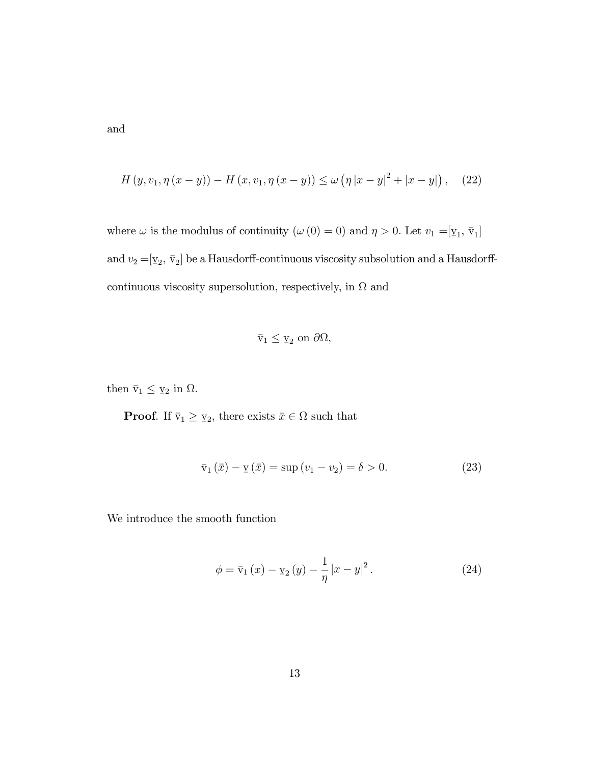and

$$H\left(y, v_1, \eta\left(x-y\right)\right) - H\left(x, v_1, \eta\left(x-y\right)\right) \leq \omega\left(\eta\left|x-y\right|^2 + \left|x-y\right|\right), \quad (22)$$

where $\omega$ is the modulus of continuity ($\omega(0) = 0$) and $\eta > 0$. Let $v_1 = [\underline{\mathrm{v}}_1, \bar{\mathrm{v}}_1]$ and $v_2 = [\underline{\mathrm{v}}_2, \bar{\mathrm{v}}_2]$ be a Hausdorff-continuous viscosity subsolution and a Hausdorff-continuous viscosity supersolution, respectively, in $\Omega$ and

$$\bar{\mathrm{v}}_1 \leq \underline{\mathrm{v}}_2 \text{ on } \partial\Omega,$$

then $\bar{\mathrm{v}}_1 \leq \underline{\mathrm{v}}_2$ in $\Omega$.

**Proof**. If $\bar{\mathrm{v}}_1 \geq \underline{\mathrm{v}}_2$, there exists $\bar{x} \in \Omega$ such that

$$\bar{\mathrm{v}}_1\left(\bar{x}\right) - \underline{\mathrm{v}}\left(\bar{x}\right) = \sup\left(v_1 - v_2\right) = \delta > 0. \quad (23)$$

We introduce the smooth function

$$\phi = \bar{\mathrm{v}}_1\left(x\right) - \underline{\mathrm{v}}_2\left(y\right) - \frac{1}{\eta}\left|x-y\right|^2. \quad (24)$$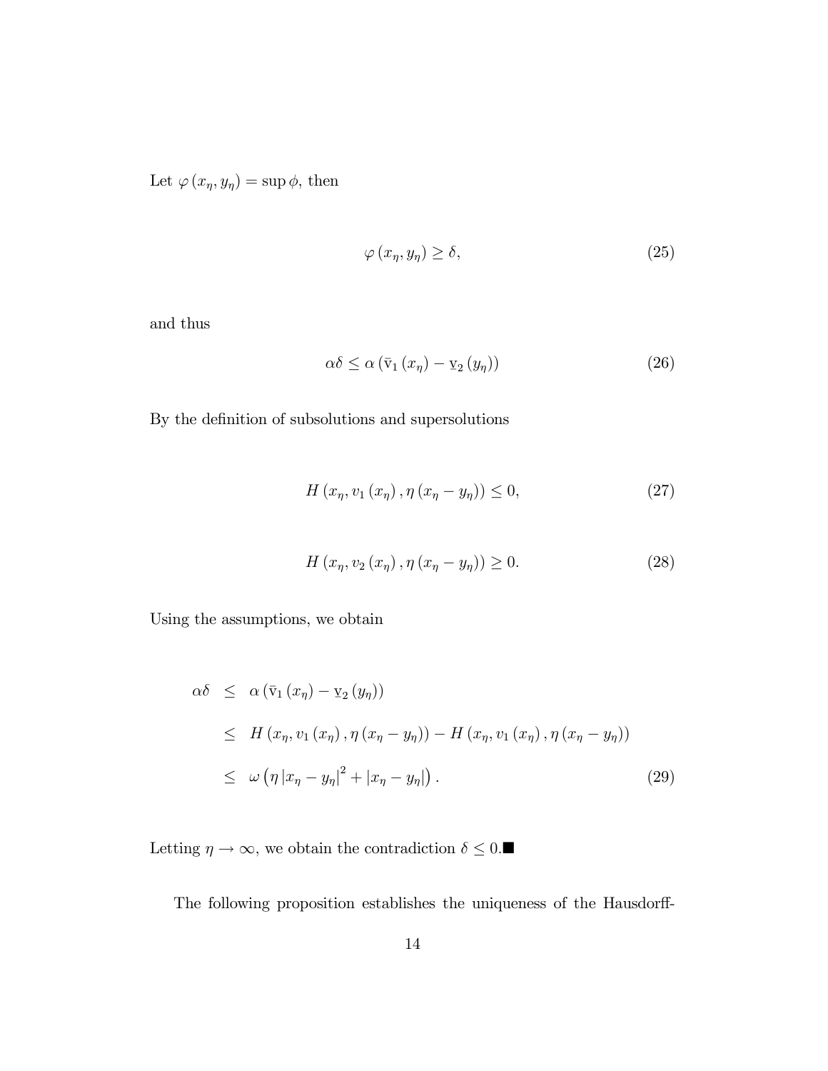Let $\varphi(x_\eta, y_\eta) = \sup \phi$, then

$$\varphi(x_\eta, y_\eta) \geq \delta, \tag{25}$$

and thus

$$\alpha\delta \leq \alpha\left(\bar{\mathrm{v}}_1(x_\eta) - \underline{\mathrm{v}}_2(y_\eta)\right) \tag{26}$$

By the definition of subsolutions and supersolutions

$$H\left(x_\eta, v_1(x_\eta), \eta(x_\eta - y_\eta)\right) \leq 0, \tag{27}$$

$$H\left(x_\eta, v_2(x_\eta), \eta(x_\eta - y_\eta)\right) \geq 0. \tag{28}$$

Using the assumptions, we obtain

$$\begin{aligned}
\alpha\delta &\leq \alpha\left(\bar{\mathrm{v}}_1(x_\eta) - \underline{\mathrm{v}}_2(y_\eta)\right) \\
&\leq H\left(x_\eta, v_1(x_\eta), \eta(x_\eta - y_\eta)\right) - H\left(x_\eta, v_1(x_\eta), \eta(x_\eta - y_\eta)\right) \\
&\leq \omega\left(\eta\left|x_\eta - y_\eta\right|^2 + \left|x_\eta - y_\eta\right|\right).
\end{aligned} \tag{29}$$

Letting $\eta \to \infty$, we obtain the contradiction $\delta \leq 0$.■

The following proposition establishes the uniqueness of the Hausdorff-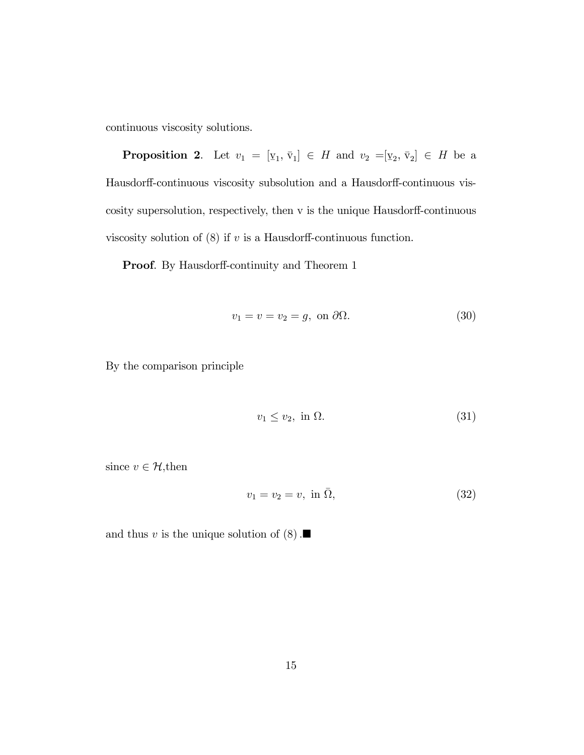continuous viscosity solutions.

**Proposition 2**. Let $v_1 = [\underline{\mathrm{v}}_1, \bar{\mathrm{v}}_1] \in H$ and $v_2 = [\underline{\mathrm{v}}_2, \bar{\mathrm{v}}_2] \in H$ be a Hausdorff-continuous viscosity subsolution and a Hausdorff-continuous viscosity supersolution, respectively, then v is the unique Hausdorff-continuous viscosity solution of (8) if $v$ is a Hausdorff-continuous function.

**Proof**. By Hausdorff-continuity and Theorem 1

$$v_1 = v = v_2 = g, \text{ on } \partial\Omega. \tag{30}$$

By the comparison principle

$$v_1 \leq v_2, \text{ in } \Omega. \tag{31}$$

since $v \in \mathcal{H}$,then

$$v_1 = v_2 = v, \text{ in } \bar{\Omega}, \tag{32}$$

and thus $v$ is the unique solution of (8) .■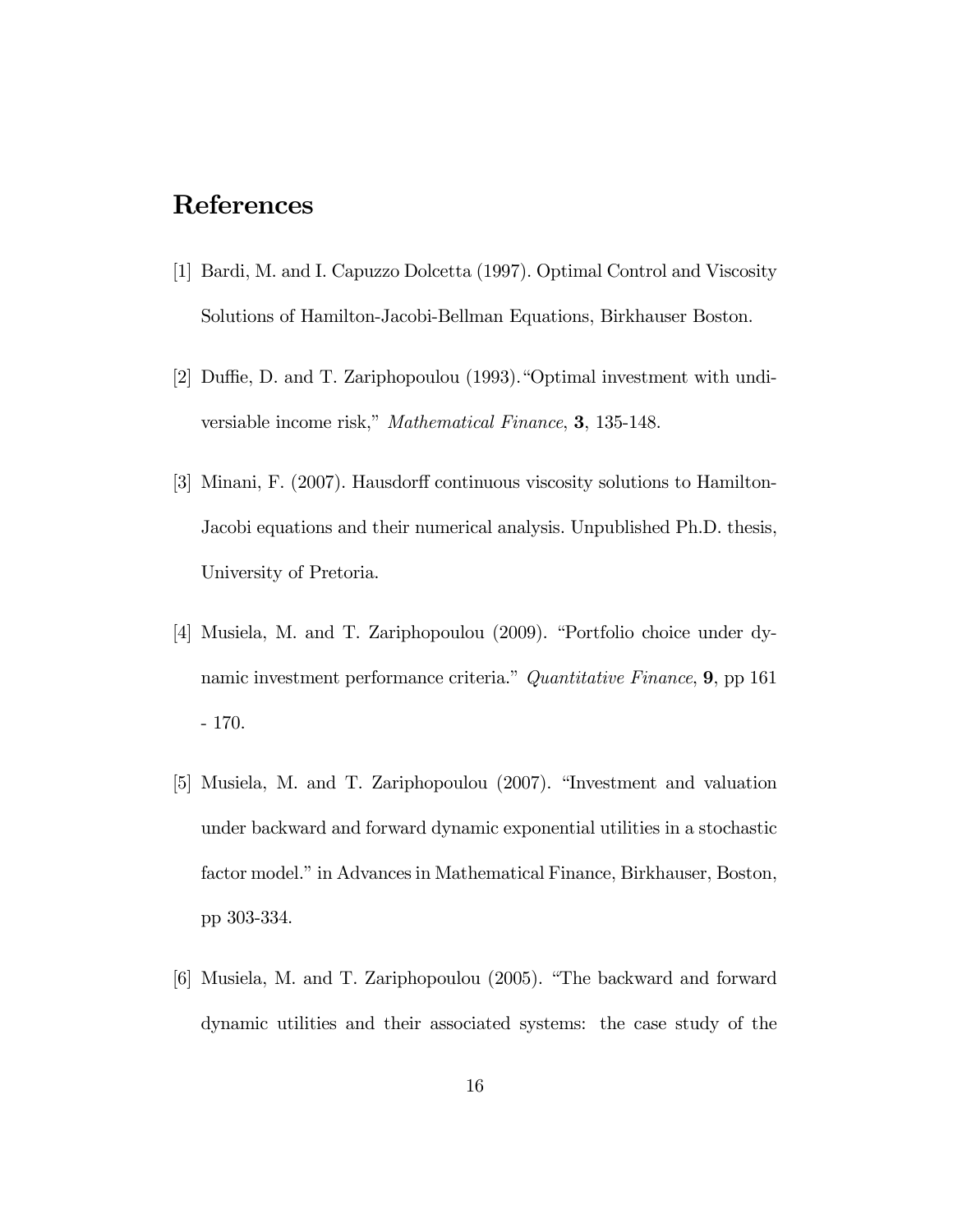# References

[1] Bardi, M. and I. Capuzzo Dolcetta (1997). Optimal Control and Viscosity Solutions of Hamilton-Jacobi-Bellman Equations, Birkhauser Boston.

[2] Duffie, D. and T. Zariphopoulou (1993)."Optimal investment with undiversiable income risk," *Mathematical Finance*, **3**, 135-148.

[3] Minani, F. (2007). Hausdorff continuous viscosity solutions to Hamilton-Jacobi equations and their numerical analysis. Unpublished Ph.D. thesis, University of Pretoria.

[4] Musiela, M. and T. Zariphopoulou (2009). "Portfolio choice under dynamic investment performance criteria." *Quantitative Finance*, **9**, pp 161 - 170.

[5] Musiela, M. and T. Zariphopoulou (2007). "Investment and valuation under backward and forward dynamic exponential utilities in a stochastic factor model." in Advances in Mathematical Finance, Birkhauser, Boston, pp 303-334.

[6] Musiela, M. and T. Zariphopoulou (2005). "The backward and forward dynamic utilities and their associated systems: the case study of the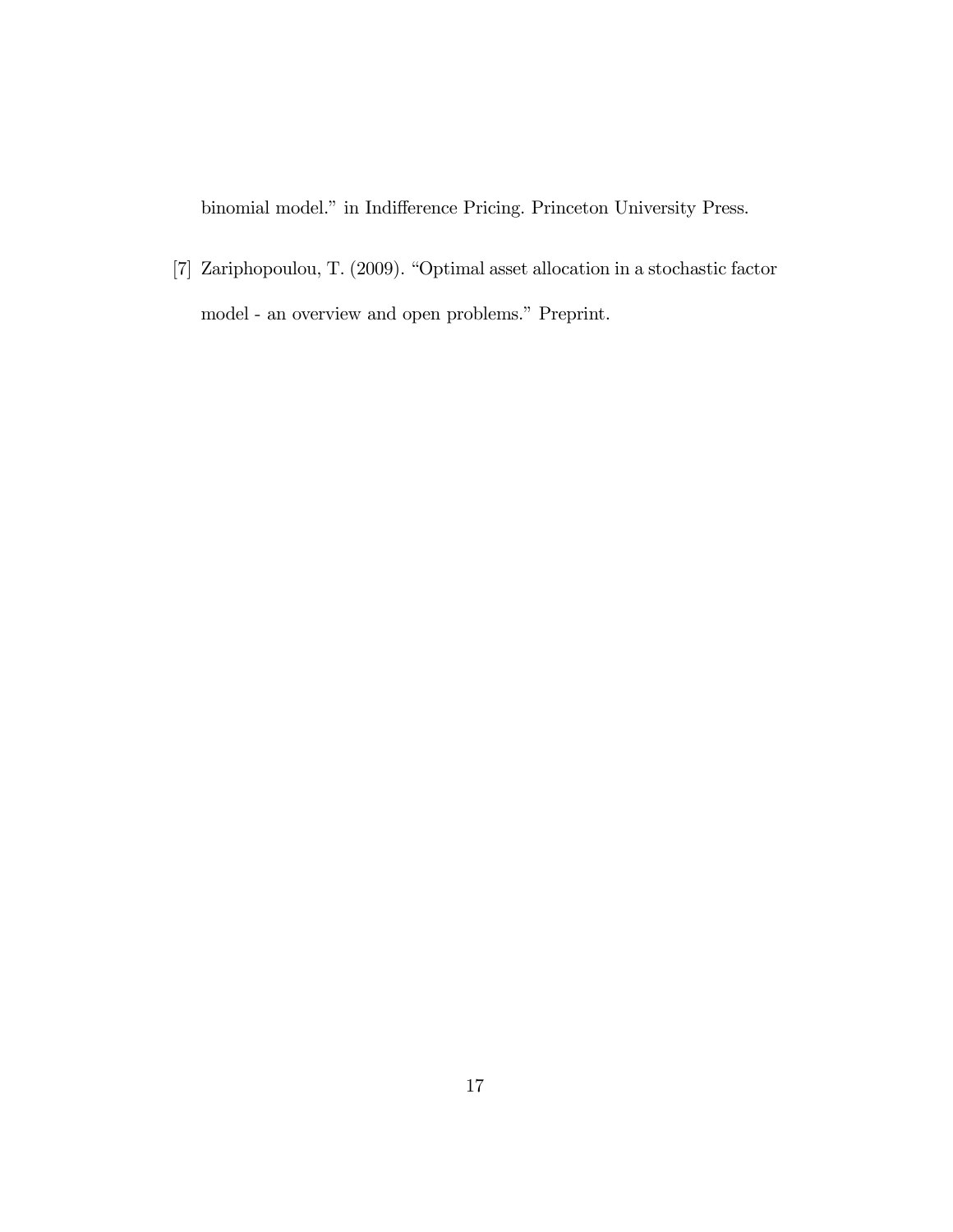binomial model." in Indifference Pricing. Princeton University Press.

[7] Zariphopoulou, T. (2009). "Optimal asset allocation in a stochastic factor model - an overview and open problems." Preprint.